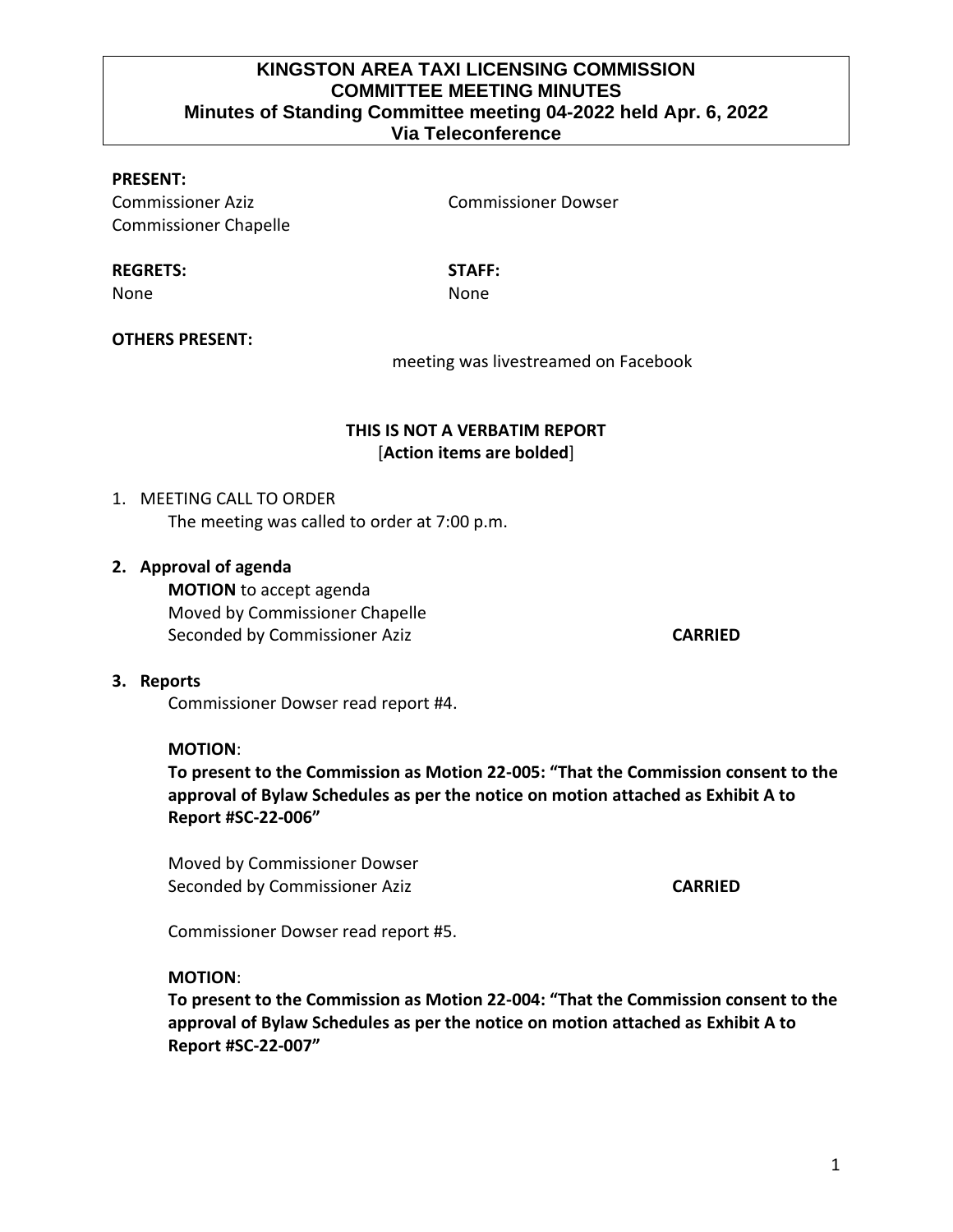# KINGSTON AREA TAXI LICENSING COMMISSION
## COMMITTEE MEETING MINUTES
### Minutes of Standing Committee meeting 04-2022 held Apr. 6, 2022
### Via Teleconference

**PRESENT:**

Commissioner Aziz
Commissioner Chapelle
Commissioner Dowser

**REGRETS:**
None

**STAFF:**
None

**OTHERS PRESENT:**

meeting was livestreamed on Facebook

**THIS IS NOT A VERBATIM REPORT**
[**Action items are bolded**]

1. MEETING CALL TO ORDER
   The meeting was called to order at 7:00 p.m.

2. **Approval of agenda**
   **MOTION** to accept agenda
   Moved by Commissioner Chapelle
   Seconded by Commissioner Aziz **CARRIED**

3. **Reports**
   Commissioner Dowser read report #4.

   **MOTION**:
   **To present to the Commission as Motion 22-005: "That the Commission consent to the approval of Bylaw Schedules as per the notice on motion attached as Exhibit A to Report #SC-22-006"**

   Moved by Commissioner Dowser
   Seconded by Commissioner Aziz **CARRIED**

   Commissioner Dowser read report #5.

   **MOTION**:
   **To present to the Commission as Motion 22-004: "That the Commission consent to the approval of Bylaw Schedules as per the notice on motion attached as Exhibit A to Report #SC-22-007"**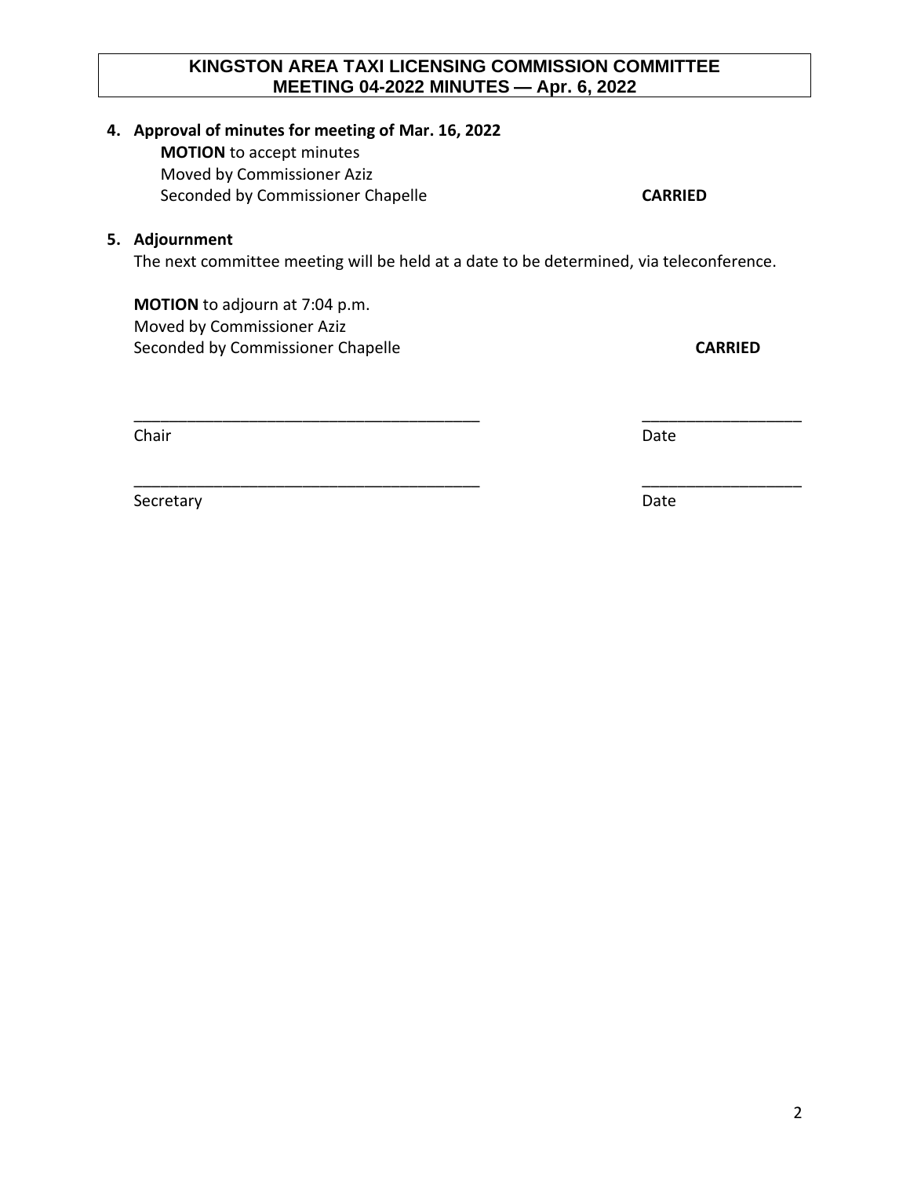**4. Approval of minutes for meeting of Mar. 16, 2022**

**MOTION** to accept minutes
Moved by Commissioner Aziz
Seconded by Commissioner Chapelle **CARRIED**

**5. Adjournment**

The next committee meeting will be held at a date to be determined, via teleconference.

**MOTION** to adjourn at 7:04 p.m.
Moved by Commissioner Aziz
Seconded by Commissioner Chapelle **CARRIED**

\_\_\_\_\_\_\_\_\_\_\_\_\_\_\_\_\_\_\_\_\_\_\_\_\_\_\_\_\_\_\_\_\_\_\_\_\_\_\_\_ \_\_\_\_\_\_\_\_\_\_\_\_\_\_\_\_\_\_
Chair Date

\_\_\_\_\_\_\_\_\_\_\_\_\_\_\_\_\_\_\_\_\_\_\_\_\_\_\_\_\_\_\_\_\_\_\_\_\_\_\_\_ \_\_\_\_\_\_\_\_\_\_\_\_\_\_\_\_\_\_
Secretary Date